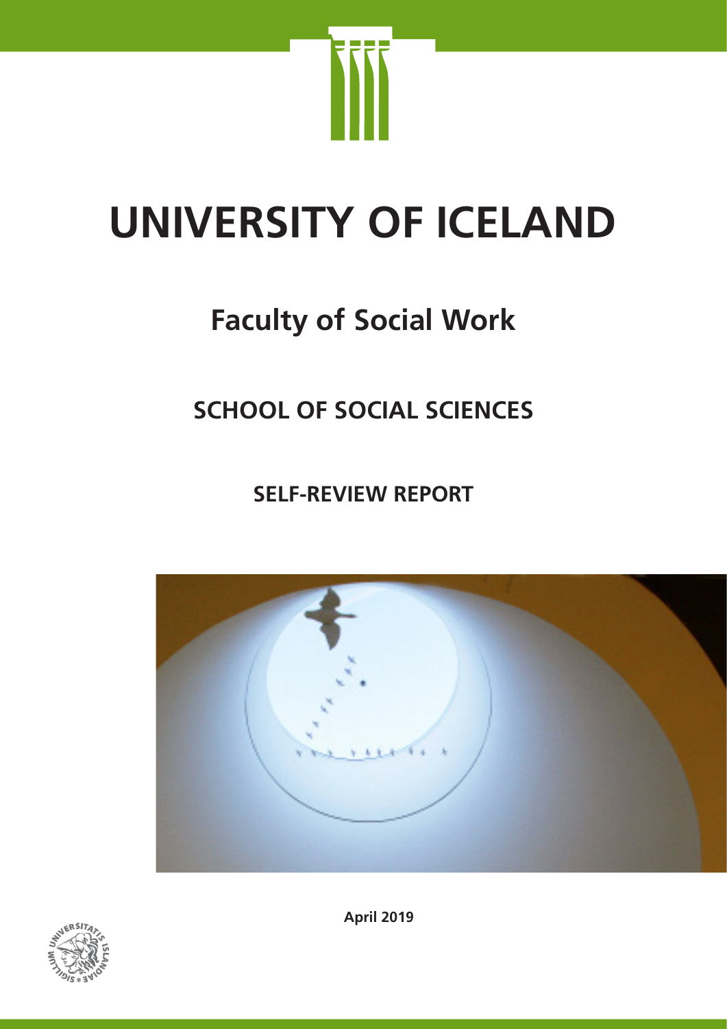# UNIVERSITY OF ICELAND

## Faculty of Social Work

## SCHOOL OF SOCIAL SCIENCES

### SELF-REVIEW REPORT

**April 2019**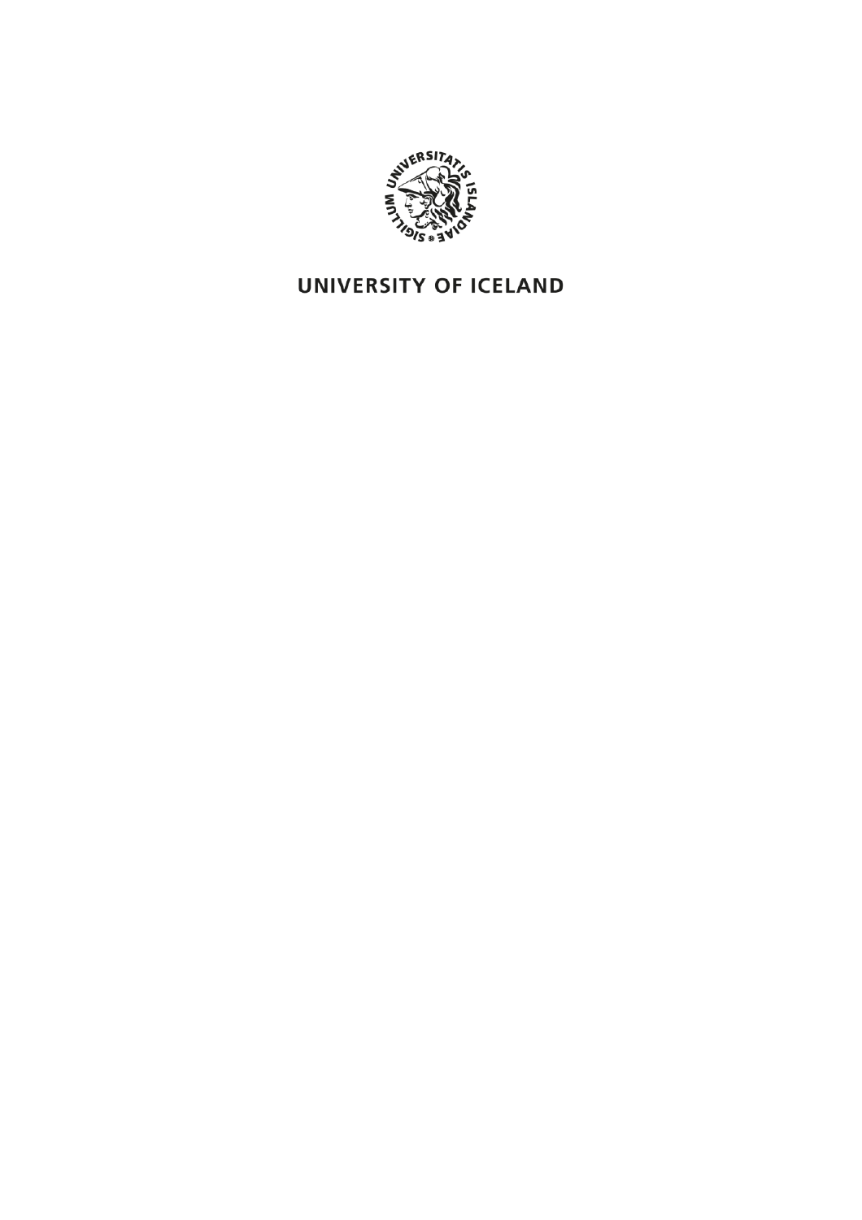UNIVERSITY OF ICELAND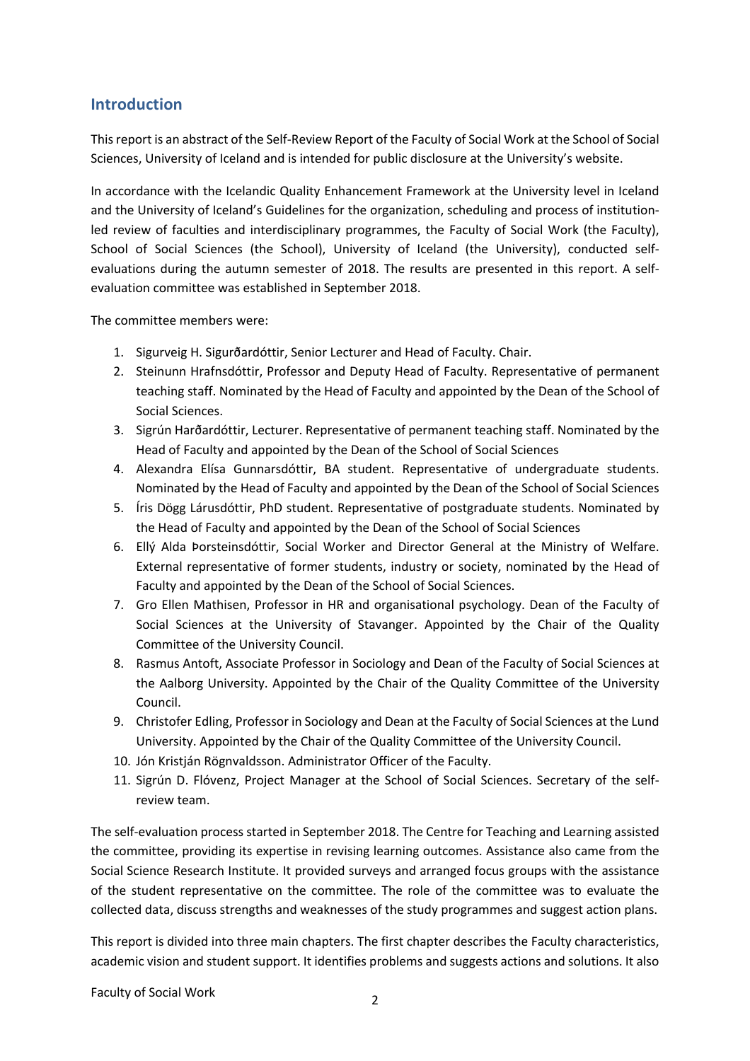## Introduction

This report is an abstract of the Self-Review Report of the Faculty of Social Work at the School of Social Sciences, University of Iceland and is intended for public disclosure at the University's website.

In accordance with the Icelandic Quality Enhancement Framework at the University level in Iceland and the University of Iceland's Guidelines for the organization, scheduling and process of institution-led review of faculties and interdisciplinary programmes, the Faculty of Social Work (the Faculty), School of Social Sciences (the School), University of Iceland (the University), conducted self-evaluations during the autumn semester of 2018. The results are presented in this report. A self-evaluation committee was established in September 2018.

The committee members were:

1. Sigurveig H. Sigurðardóttir, Senior Lecturer and Head of Faculty. Chair.
2. Steinunn Hrafnsdóttir, Professor and Deputy Head of Faculty. Representative of permanent teaching staff. Nominated by the Head of Faculty and appointed by the Dean of the School of Social Sciences.
3. Sigrún Harðardóttir, Lecturer. Representative of permanent teaching staff. Nominated by the Head of Faculty and appointed by the Dean of the School of Social Sciences
4. Alexandra Elísa Gunnarsdóttir, BA student. Representative of undergraduate students. Nominated by the Head of Faculty and appointed by the Dean of the School of Social Sciences
5. Íris Dögg Lárusdóttir, PhD student. Representative of postgraduate students. Nominated by the Head of Faculty and appointed by the Dean of the School of Social Sciences
6. Ellý Alda Þorsteinsdóttir, Social Worker and Director General at the Ministry of Welfare. External representative of former students, industry or society, nominated by the Head of Faculty and appointed by the Dean of the School of Social Sciences.
7. Gro Ellen Mathisen, Professor in HR and organisational psychology. Dean of the Faculty of Social Sciences at the University of Stavanger. Appointed by the Chair of the Quality Committee of the University Council.
8. Rasmus Antoft, Associate Professor in Sociology and Dean of the Faculty of Social Sciences at the Aalborg University. Appointed by the Chair of the Quality Committee of the University Council.
9. Christofer Edling, Professor in Sociology and Dean at the Faculty of Social Sciences at the Lund University. Appointed by the Chair of the Quality Committee of the University Council.
10. Jón Kristján Rögnvaldsson. Administrator Officer of the Faculty.
11. Sigrún D. Flóvenz, Project Manager at the School of Social Sciences. Secretary of the self-review team.

The self-evaluation process started in September 2018. The Centre for Teaching and Learning assisted the committee, providing its expertise in revising learning outcomes. Assistance also came from the Social Science Research Institute. It provided surveys and arranged focus groups with the assistance of the student representative on the committee. The role of the committee was to evaluate the collected data, discuss strengths and weaknesses of the study programmes and suggest action plans.

This report is divided into three main chapters. The first chapter describes the Faculty characteristics, academic vision and student support. It identifies problems and suggests actions and solutions. It also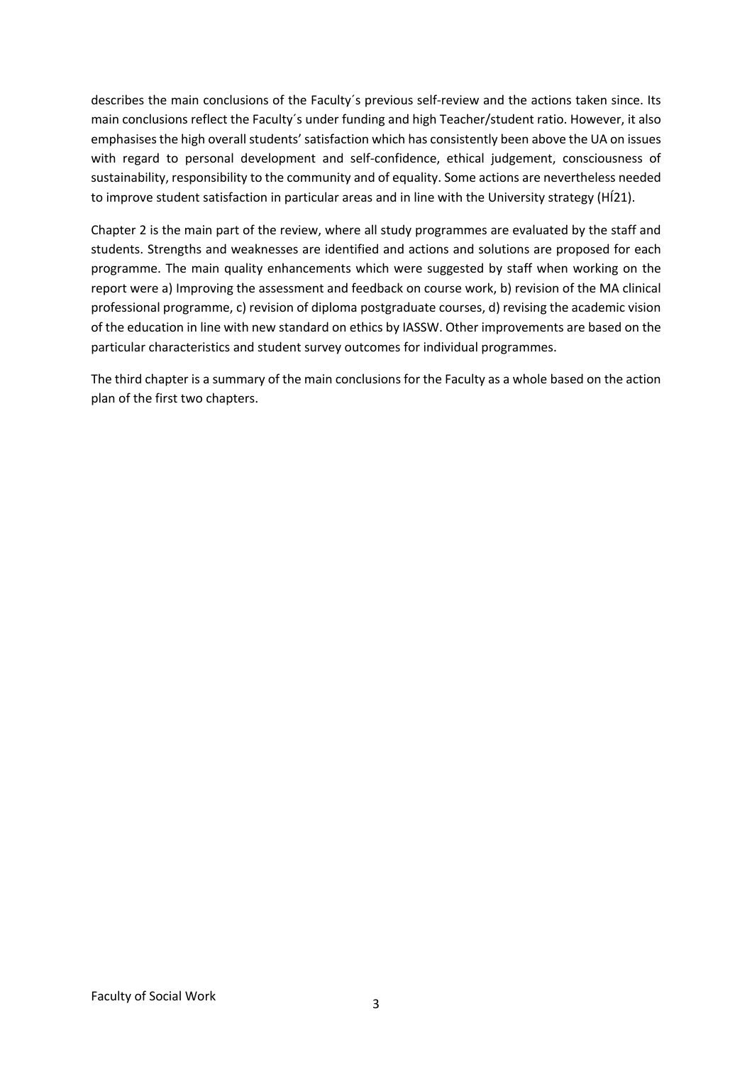describes the main conclusions of the Faculty´s previous self-review and the actions taken since. Its main conclusions reflect the Faculty´s under funding and high Teacher/student ratio. However, it also emphasises the high overall students' satisfaction which has consistently been above the UA on issues with regard to personal development and self-confidence, ethical judgement, consciousness of sustainability, responsibility to the community and of equality. Some actions are nevertheless needed to improve student satisfaction in particular areas and in line with the University strategy (HÍ21).

Chapter 2 is the main part of the review, where all study programmes are evaluated by the staff and students. Strengths and weaknesses are identified and actions and solutions are proposed for each programme. The main quality enhancements which were suggested by staff when working on the report were a) Improving the assessment and feedback on course work, b) revision of the MA clinical professional programme, c) revision of diploma postgraduate courses, d) revising the academic vision of the education in line with new standard on ethics by IASSW. Other improvements are based on the particular characteristics and student survey outcomes for individual programmes.

The third chapter is a summary of the main conclusions for the Faculty as a whole based on the action plan of the first two chapters.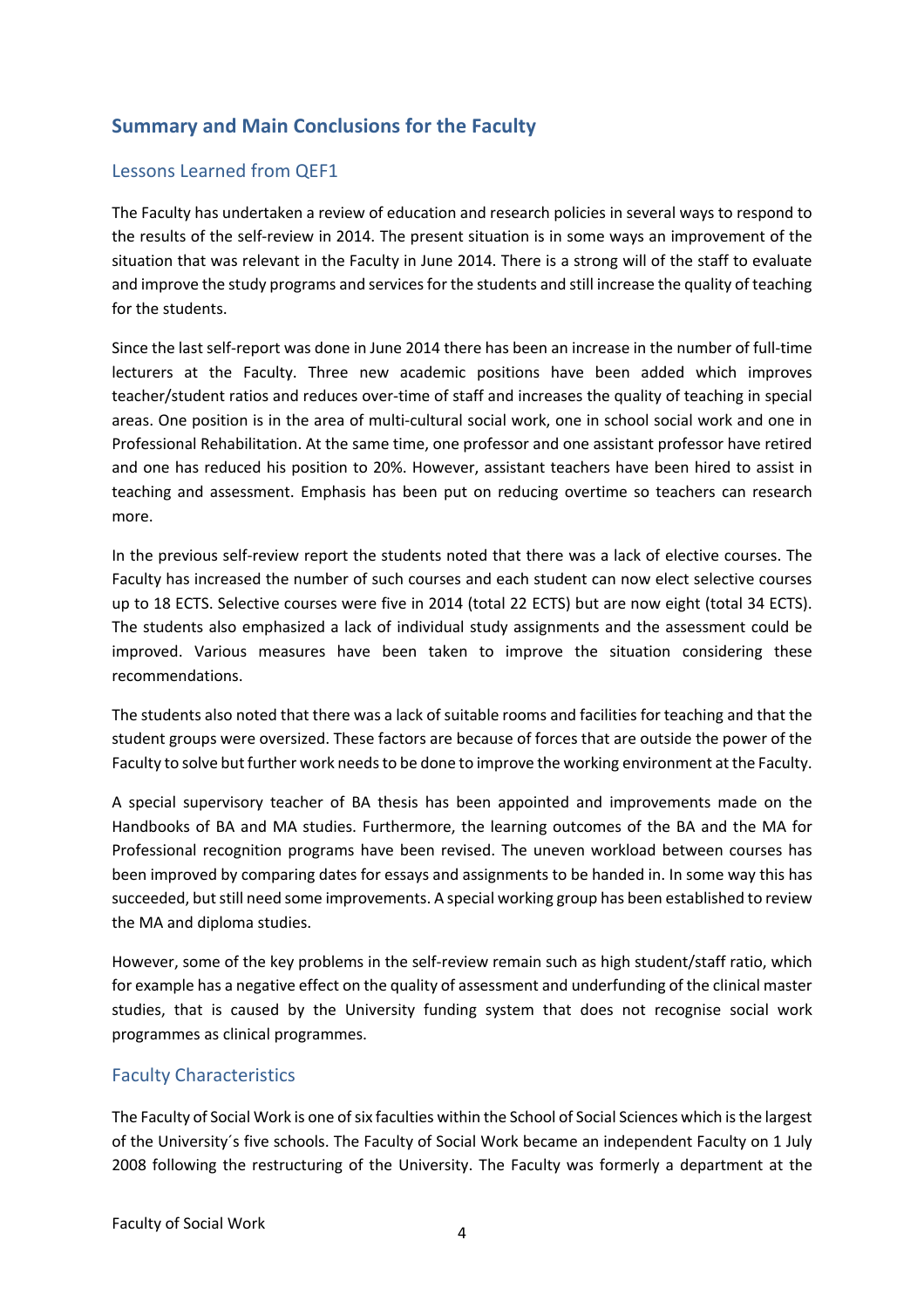## Summary and Main Conclusions for the Faculty

### Lessons Learned from QEF1

The Faculty has undertaken a review of education and research policies in several ways to respond to the results of the self-review in 2014. The present situation is in some ways an improvement of the situation that was relevant in the Faculty in June 2014. There is a strong will of the staff to evaluate and improve the study programs and services for the students and still increase the quality of teaching for the students.

Since the last self-report was done in June 2014 there has been an increase in the number of full-time lecturers at the Faculty. Three new academic positions have been added which improves teacher/student ratios and reduces over-time of staff and increases the quality of teaching in special areas. One position is in the area of multi-cultural social work, one in school social work and one in Professional Rehabilitation. At the same time, one professor and one assistant professor have retired and one has reduced his position to 20%. However, assistant teachers have been hired to assist in teaching and assessment. Emphasis has been put on reducing overtime so teachers can research more.

In the previous self-review report the students noted that there was a lack of elective courses. The Faculty has increased the number of such courses and each student can now elect selective courses up to 18 ECTS. Selective courses were five in 2014 (total 22 ECTS) but are now eight (total 34 ECTS). The students also emphasized a lack of individual study assignments and the assessment could be improved. Various measures have been taken to improve the situation considering these recommendations.

The students also noted that there was a lack of suitable rooms and facilities for teaching and that the student groups were oversized. These factors are because of forces that are outside the power of the Faculty to solve but further work needs to be done to improve the working environment at the Faculty.

A special supervisory teacher of BA thesis has been appointed and improvements made on the Handbooks of BA and MA studies. Furthermore, the learning outcomes of the BA and the MA for Professional recognition programs have been revised. The uneven workload between courses has been improved by comparing dates for essays and assignments to be handed in. In some way this has succeeded, but still need some improvements. A special working group has been established to review the MA and diploma studies.

However, some of the key problems in the self-review remain such as high student/staff ratio, which for example has a negative effect on the quality of assessment and underfunding of the clinical master studies, that is caused by the University funding system that does not recognise social work programmes as clinical programmes.

### Faculty Characteristics

The Faculty of Social Work is one of six faculties within the School of Social Sciences which is the largest of the University´s five schools. The Faculty of Social Work became an independent Faculty on 1 July 2008 following the restructuring of the University. The Faculty was formerly a department at the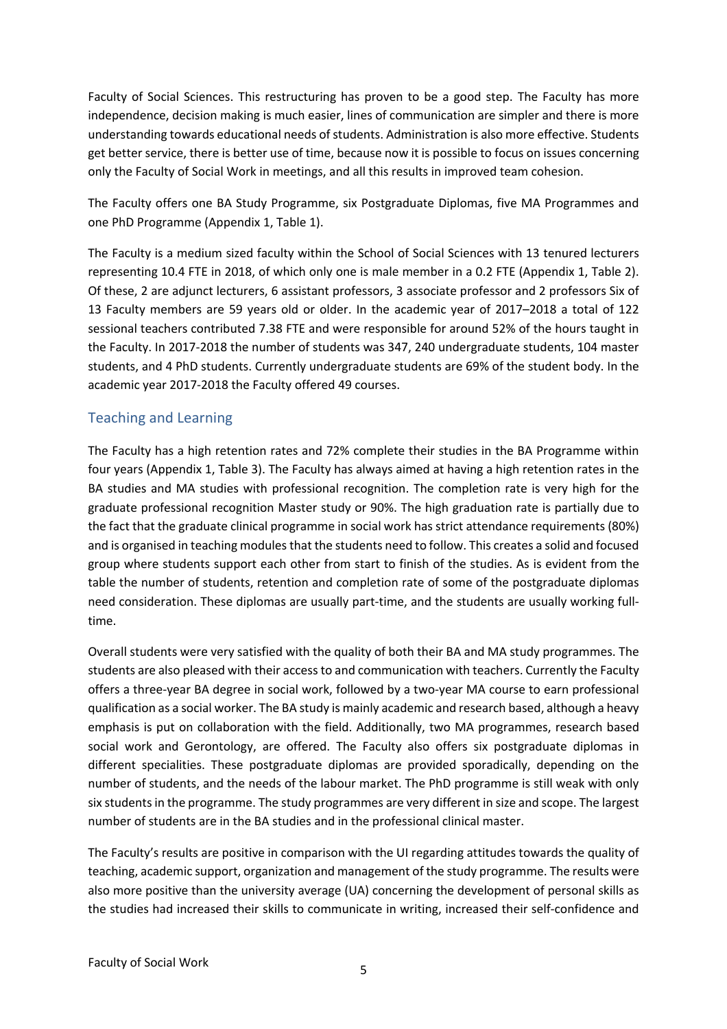Faculty of Social Sciences. This restructuring has proven to be a good step. The Faculty has more independence, decision making is much easier, lines of communication are simpler and there is more understanding towards educational needs of students. Administration is also more effective. Students get better service, there is better use of time, because now it is possible to focus on issues concerning only the Faculty of Social Work in meetings, and all this results in improved team cohesion.

The Faculty offers one BA Study Programme, six Postgraduate Diplomas, five MA Programmes and one PhD Programme (Appendix 1, Table 1).

The Faculty is a medium sized faculty within the School of Social Sciences with 13 tenured lecturers representing 10.4 FTE in 2018, of which only one is male member in a 0.2 FTE (Appendix 1, Table 2). Of these, 2 are adjunct lecturers, 6 assistant professors, 3 associate professor and 2 professors Six of 13 Faculty members are 59 years old or older. In the academic year of 2017–2018 a total of 122 sessional teachers contributed 7.38 FTE and were responsible for around 52% of the hours taught in the Faculty. In 2017-2018 the number of students was 347, 240 undergraduate students, 104 master students, and 4 PhD students. Currently undergraduate students are 69% of the student body. In the academic year 2017-2018 the Faculty offered 49 courses.

## Teaching and Learning

The Faculty has a high retention rates and 72% complete their studies in the BA Programme within four years (Appendix 1, Table 3). The Faculty has always aimed at having a high retention rates in the BA studies and MA studies with professional recognition. The completion rate is very high for the graduate professional recognition Master study or 90%. The high graduation rate is partially due to the fact that the graduate clinical programme in social work has strict attendance requirements (80%) and is organised in teaching modules that the students need to follow. This creates a solid and focused group where students support each other from start to finish of the studies. As is evident from the table the number of students, retention and completion rate of some of the postgraduate diplomas need consideration. These diplomas are usually part-time, and the students are usually working full-time.

Overall students were very satisfied with the quality of both their BA and MA study programmes. The students are also pleased with their access to and communication with teachers. Currently the Faculty offers a three-year BA degree in social work, followed by a two-year MA course to earn professional qualification as a social worker. The BA study is mainly academic and research based, although a heavy emphasis is put on collaboration with the field. Additionally, two MA programmes, research based social work and Gerontology, are offered. The Faculty also offers six postgraduate diplomas in different specialities. These postgraduate diplomas are provided sporadically, depending on the number of students, and the needs of the labour market. The PhD programme is still weak with only six students in the programme. The study programmes are very different in size and scope. The largest number of students are in the BA studies and in the professional clinical master.

The Faculty's results are positive in comparison with the UI regarding attitudes towards the quality of teaching, academic support, organization and management of the study programme. The results were also more positive than the university average (UA) concerning the development of personal skills as the studies had increased their skills to communicate in writing, increased their self-confidence and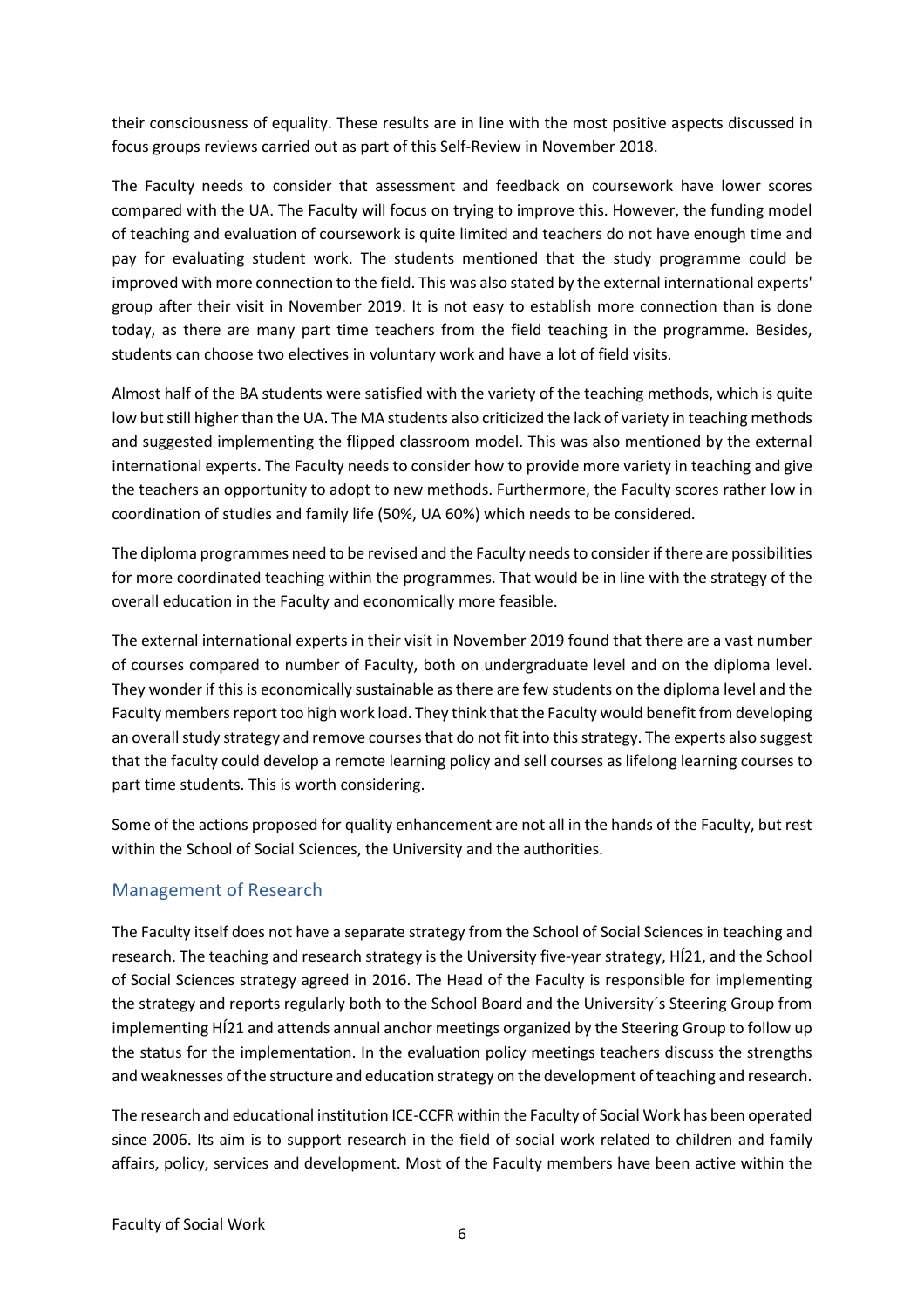their consciousness of equality. These results are in line with the most positive aspects discussed in focus groups reviews carried out as part of this Self-Review in November 2018.

The Faculty needs to consider that assessment and feedback on coursework have lower scores compared with the UA. The Faculty will focus on trying to improve this. However, the funding model of teaching and evaluation of coursework is quite limited and teachers do not have enough time and pay for evaluating student work. The students mentioned that the study programme could be improved with more connection to the field. This was also stated by the external international experts' group after their visit in November 2019. It is not easy to establish more connection than is done today, as there are many part time teachers from the field teaching in the programme. Besides, students can choose two electives in voluntary work and have a lot of field visits.

Almost half of the BA students were satisfied with the variety of the teaching methods, which is quite low but still higher than the UA. The MA students also criticized the lack of variety in teaching methods and suggested implementing the flipped classroom model. This was also mentioned by the external international experts. The Faculty needs to consider how to provide more variety in teaching and give the teachers an opportunity to adopt to new methods. Furthermore, the Faculty scores rather low in coordination of studies and family life (50%, UA 60%) which needs to be considered.

The diploma programmes need to be revised and the Faculty needs to consider if there are possibilities for more coordinated teaching within the programmes. That would be in line with the strategy of the overall education in the Faculty and economically more feasible.

The external international experts in their visit in November 2019 found that there are a vast number of courses compared to number of Faculty, both on undergraduate level and on the diploma level. They wonder if this is economically sustainable as there are few students on the diploma level and the Faculty members report too high work load. They think that the Faculty would benefit from developing an overall study strategy and remove courses that do not fit into this strategy. The experts also suggest that the faculty could develop a remote learning policy and sell courses as lifelong learning courses to part time students. This is worth considering.

Some of the actions proposed for quality enhancement are not all in the hands of the Faculty, but rest within the School of Social Sciences, the University and the authorities.

## Management of Research

The Faculty itself does not have a separate strategy from the School of Social Sciences in teaching and research. The teaching and research strategy is the University five-year strategy, HÍ21, and the School of Social Sciences strategy agreed in 2016. The Head of the Faculty is responsible for implementing the strategy and reports regularly both to the School Board and the University´s Steering Group from implementing HÍ21 and attends annual anchor meetings organized by the Steering Group to follow up the status for the implementation. In the evaluation policy meetings teachers discuss the strengths and weaknesses of the structure and education strategy on the development of teaching and research.

The research and educational institution ICE-CCFR within the Faculty of Social Work has been operated since 2006. Its aim is to support research in the field of social work related to children and family affairs, policy, services and development. Most of the Faculty members have been active within the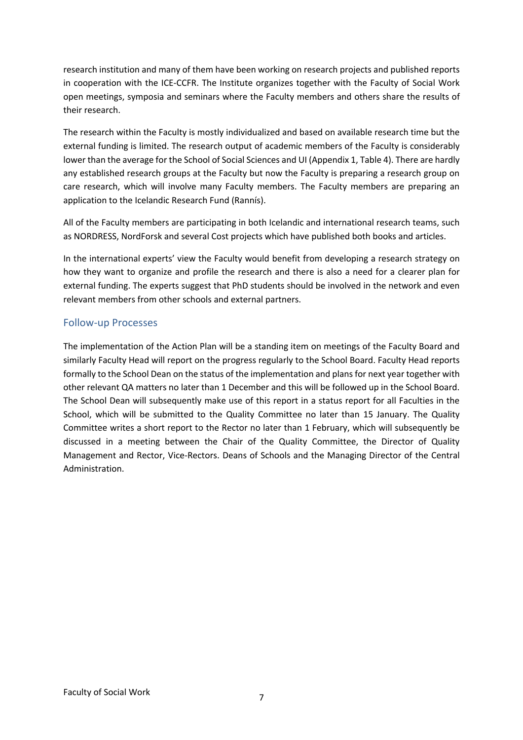research institution and many of them have been working on research projects and published reports in cooperation with the ICE-CCFR. The Institute organizes together with the Faculty of Social Work open meetings, symposia and seminars where the Faculty members and others share the results of their research.

The research within the Faculty is mostly individualized and based on available research time but the external funding is limited. The research output of academic members of the Faculty is considerably lower than the average for the School of Social Sciences and UI (Appendix 1, Table 4). There are hardly any established research groups at the Faculty but now the Faculty is preparing a research group on care research, which will involve many Faculty members. The Faculty members are preparing an application to the Icelandic Research Fund (Rannís).

All of the Faculty members are participating in both Icelandic and international research teams, such as NORDRESS, NordForsk and several Cost projects which have published both books and articles.

In the international experts' view the Faculty would benefit from developing a research strategy on how they want to organize and profile the research and there is also a need for a clearer plan for external funding. The experts suggest that PhD students should be involved in the network and even relevant members from other schools and external partners.

## Follow-up Processes

The implementation of the Action Plan will be a standing item on meetings of the Faculty Board and similarly Faculty Head will report on the progress regularly to the School Board. Faculty Head reports formally to the School Dean on the status of the implementation and plans for next year together with other relevant QA matters no later than 1 December and this will be followed up in the School Board. The School Dean will subsequently make use of this report in a status report for all Faculties in the School, which will be submitted to the Quality Committee no later than 15 January. The Quality Committee writes a short report to the Rector no later than 1 February, which will subsequently be discussed in a meeting between the Chair of the Quality Committee, the Director of Quality Management and Rector, Vice-Rectors. Deans of Schools and the Managing Director of the Central Administration.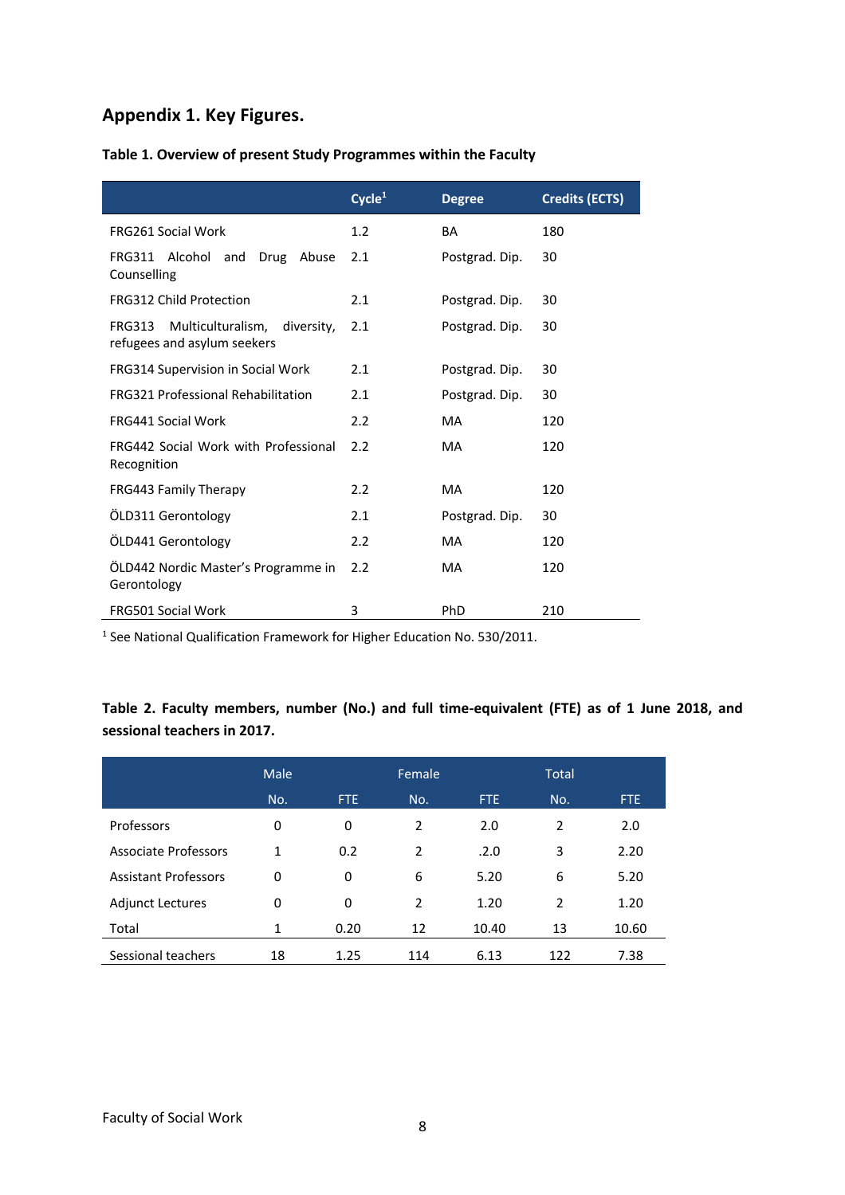# Appendix 1. Key Figures.

**Table 1. Overview of present Study Programmes within the Faculty**

| | Cycle[1] | Degree | Credits (ECTS) |
|---|---|---|---|
| FRG261 Social Work | 1.2 | BA | 180 |
| FRG311 Alcohol and Drug Abuse Counselling | 2.1 | Postgrad. Dip. | 30 |
| FRG312 Child Protection | 2.1 | Postgrad. Dip. | 30 |
| FRG313 Multiculturalism, diversity, refugees and asylum seekers | 2.1 | Postgrad. Dip. | 30 |
| FRG314 Supervision in Social Work | 2.1 | Postgrad. Dip. | 30 |
| FRG321 Professional Rehabilitation | 2.1 | Postgrad. Dip. | 30 |
| FRG441 Social Work | 2.2 | MA | 120 |
| FRG442 Social Work with Professional Recognition | 2.2 | MA | 120 |
| FRG443 Family Therapy | 2.2 | MA | 120 |
| ÖLD311 Gerontology | 2.1 | Postgrad. Dip. | 30 |
| ÖLD441 Gerontology | 2.2 | MA | 120 |
| ÖLD442 Nordic Master's Programme in Gerontology | 2.2 | MA | 120 |
| FRG501 Social Work | 3 | PhD | 210 |

[1] See National Qualification Framework for Higher Education No. 530/2011.

**Table 2. Faculty members, number (No.) and full time-equivalent (FTE) as of 1 June 2018, and sessional teachers in 2017.**

| | Male | | Female | | Total | |
|---|---|---|---|---|---|---|
| | No. | FTE | No. | FTE | No. | FTE |
| Professors | 0 | 0 | 2 | 2.0 | 2 | 2.0 |
| Associate Professors | 1 | 0.2 | 2 | .2.0 | 3 | 2.20 |
| Assistant Professors | 0 | 0 | 6 | 5.20 | 6 | 5.20 |
| Adjunct Lectures | 0 | 0 | 2 | 1.20 | 2 | 1.20 |
| Total | 1 | 0.20 | 12 | 10.40 | 13 | 10.60 |
| Sessional teachers | 18 | 1.25 | 114 | 6.13 | 122 | 7.38 |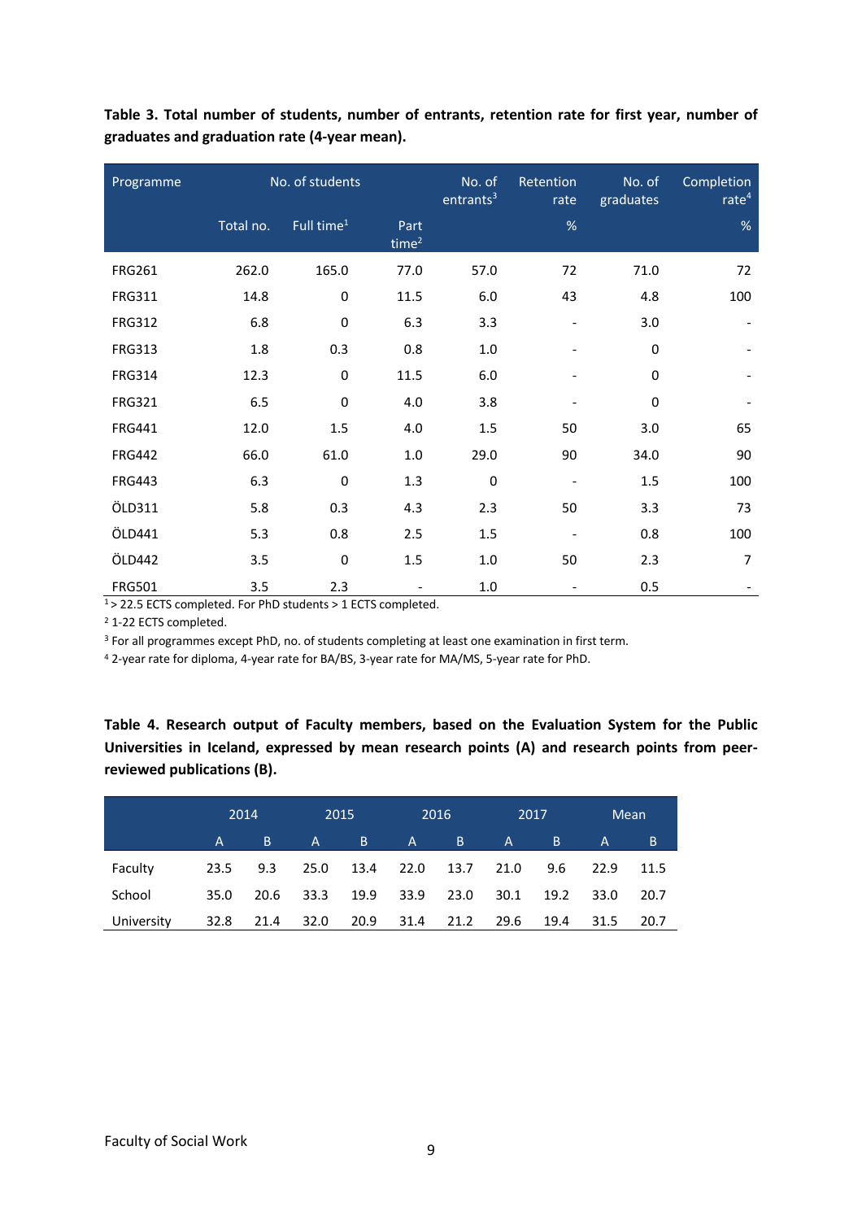**Table 3. Total number of students, number of entrants, retention rate for first year, number of graduates and graduation rate (4-year mean).**

| Programme | No. of students | | | No. of entrants[3] | Retention rate | No. of graduates | Completion rate[4] |
|---|---|---|---|---|---|---|---|
| | Total no. | Full time[1] | Part time[2] | | % | | % |
| FRG261 | 262.0 | 165.0 | 77.0 | 57.0 | 72 | 71.0 | 72 |
| FRG311 | 14.8 | 0 | 11.5 | 6.0 | 43 | 4.8 | 100 |
| FRG312 | 6.8 | 0 | 6.3 | 3.3 | - | 3.0 | - |
| FRG313 | 1.8 | 0.3 | 0.8 | 1.0 | - | 0 | - |
| FRG314 | 12.3 | 0 | 11.5 | 6.0 | - | 0 | - |
| FRG321 | 6.5 | 0 | 4.0 | 3.8 | - | 0 | - |
| FRG441 | 12.0 | 1.5 | 4.0 | 1.5 | 50 | 3.0 | 65 |
| FRG442 | 66.0 | 61.0 | 1.0 | 29.0 | 90 | 34.0 | 90 |
| FRG443 | 6.3 | 0 | 1.3 | 0 | - | 1.5 | 100 |
| ÖLD311 | 5.8 | 0.3 | 4.3 | 2.3 | 50 | 3.3 | 73 |
| ÖLD441 | 5.3 | 0.8 | 2.5 | 1.5 | - | 0.8 | 100 |
| ÖLD442 | 3.5 | 0 | 1.5 | 1.0 | 50 | 2.3 | 7 |
| FRG501 | 3.5 | 2.3 | - | 1.0 | - | 0.5 | - |

[1] > 22.5 ECTS completed. For PhD students > 1 ECTS completed.

[2] 1-22 ECTS completed.

[3] For all programmes except PhD, no. of students completing at least one examination in first term.

[4] 2-year rate for diploma, 4-year rate for BA/BS, 3-year rate for MA/MS, 5-year rate for PhD.

**Table 4. Research output of Faculty members, based on the Evaluation System for the Public Universities in Iceland, expressed by mean research points (A) and research points from peer-reviewed publications (B).**

| | 2014 | | 2015 | | 2016 | | 2017 | | Mean | |
|---|---|---|---|---|---|---|---|---|---|---|
| | A | B | A | B | A | B | A | B | A | B |
| Faculty | 23.5 | 9.3 | 25.0 | 13.4 | 22.0 | 13.7 | 21.0 | 9.6 | 22.9 | 11.5 |
| School | 35.0 | 20.6 | 33.3 | 19.9 | 33.9 | 23.0 | 30.1 | 19.2 | 33.0 | 20.7 |
| University | 32.8 | 21.4 | 32.0 | 20.9 | 31.4 | 21.2 | 29.6 | 19.4 | 31.5 | 20.7 |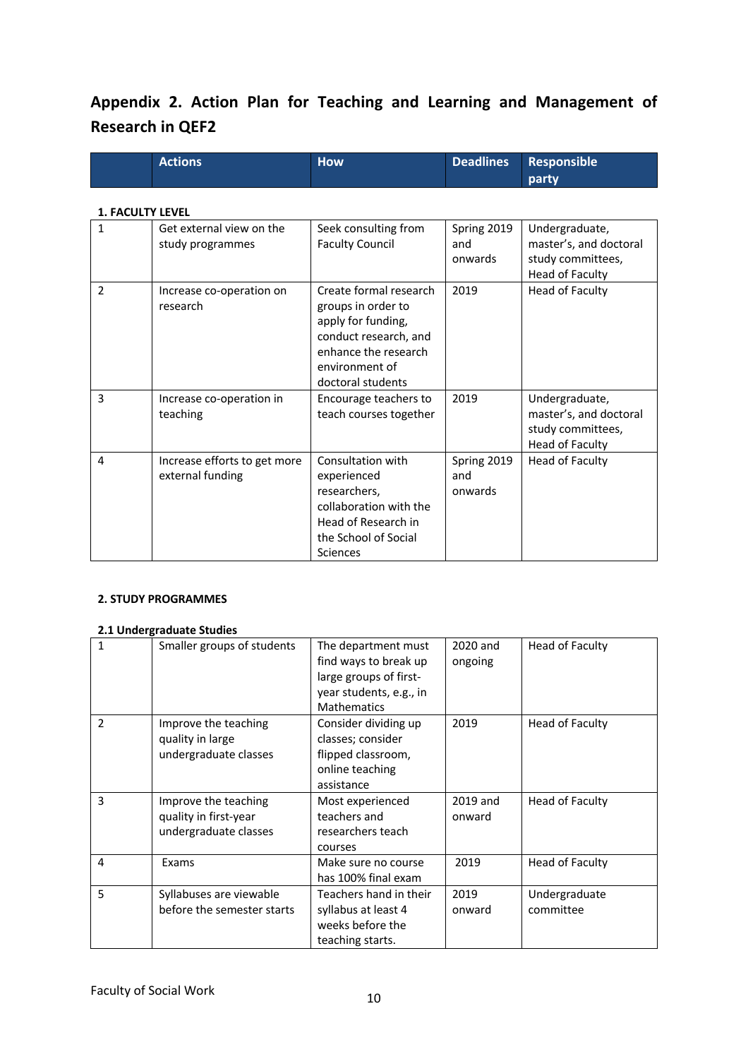## Appendix 2. Action Plan for Teaching and Learning and Management of Research in QEF2

**1. FACULTY LEVEL**

| | Actions | How | Deadlines | Responsible party |
|---|---|---|---|---|
| 1 | Get external view on the study programmes | Seek consulting from Faculty Council | Spring 2019 and onwards | Undergraduate, master's, and doctoral study committees, Head of Faculty |
| 2 | Increase co-operation on research | Create formal research groups in order to apply for funding, conduct research, and enhance the research environment of doctoral students | 2019 | Head of Faculty |
| 3 | Increase co-operation in teaching | Encourage teachers to teach courses together | 2019 | Undergraduate, master's, and doctoral study committees, Head of Faculty |
| 4 | Increase efforts to get more external funding | Consultation with experienced researchers, collaboration with the Head of Research in the School of Social Sciences | Spring 2019 and onwards | Head of Faculty |

**2. STUDY PROGRAMMES**

**2.1 Undergraduate Studies**

| | Actions | How | Deadlines | Responsible party |
|---|---|---|---|---|
| 1 | Smaller groups of students | The department must find ways to break up large groups of first-year students, e.g., in Mathematics | 2020 and ongoing | Head of Faculty |
| 2 | Improve the teaching quality in large undergraduate classes | Consider dividing up classes; consider flipped classroom, online teaching assistance | 2019 | Head of Faculty |
| 3 | Improve the teaching quality in first-year undergraduate classes | Most experienced teachers and researchers teach courses | 2019 and onward | Head of Faculty |
| 4 | Exams | Make sure no course has 100% final exam | 2019 | Head of Faculty |
| 5 | Syllabuses are viewable before the semester starts | Teachers hand in their syllabus at least 4 weeks before the teaching starts. | 2019 onward | Undergraduate committee |

Faculty of Social Work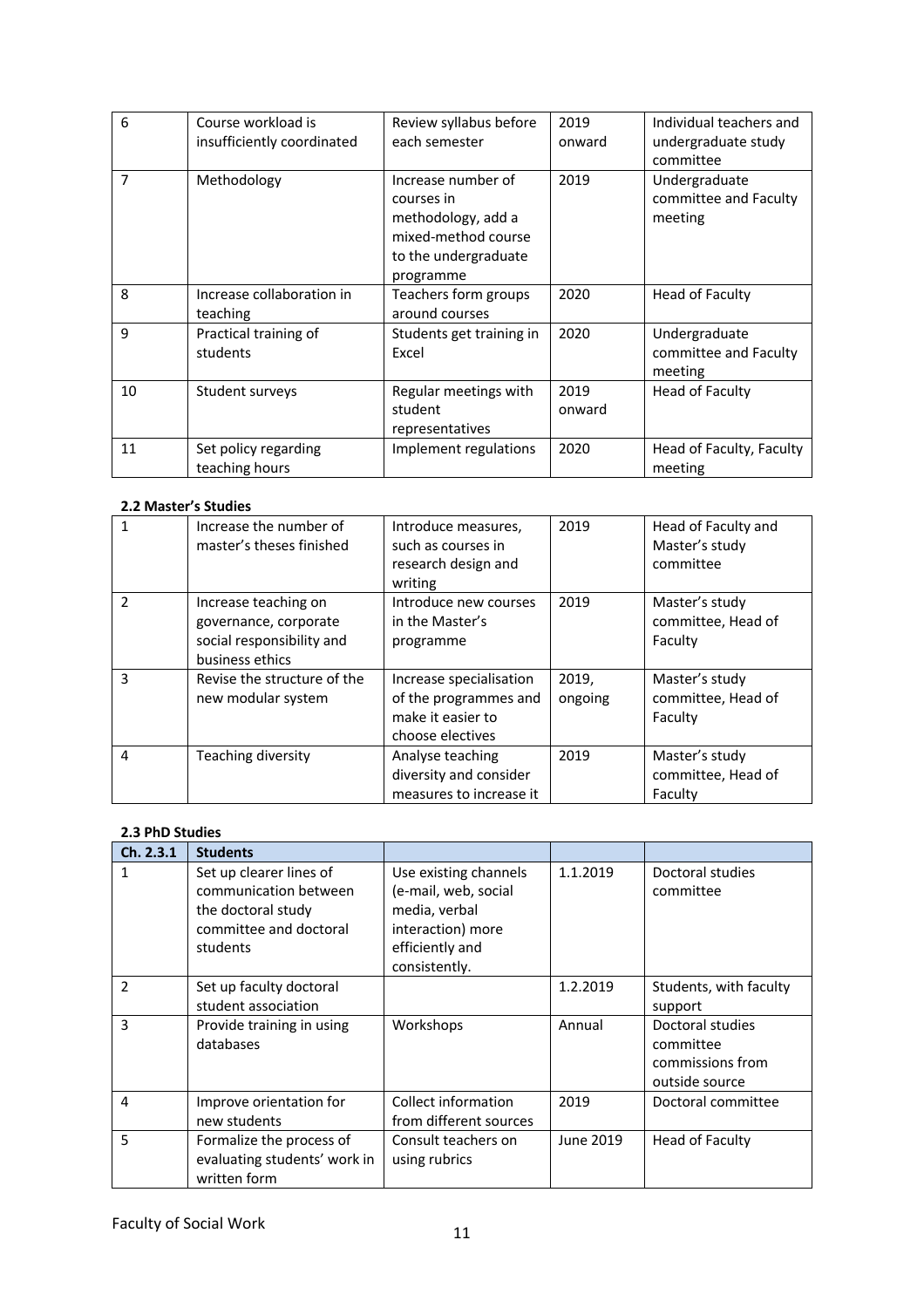| 6 | Course workload is insufficiently coordinated | Review syllabus before each semester | 2019 onward | Individual teachers and undergraduate study committee |
|---|---|---|---|---|
| 7 | Methodology | Increase number of courses in methodology, add a mixed-method course to the undergraduate programme | 2019 | Undergraduate committee and Faculty meeting |
| 8 | Increase collaboration in teaching | Teachers form groups around courses | 2020 | Head of Faculty |
| 9 | Practical training of students | Students get training in Excel | 2020 | Undergraduate committee and Faculty meeting |
| 10 | Student surveys | Regular meetings with student representatives | 2019 onward | Head of Faculty |
| 11 | Set policy regarding teaching hours | Implement regulations | 2020 | Head of Faculty, Faculty meeting |

**2.2 Master's Studies**

| 1 | Increase the number of master's theses finished | Introduce measures, such as courses in research design and writing | 2019 | Head of Faculty and Master's study committee |
|---|---|---|---|---|
| 2 | Increase teaching on governance, corporate social responsibility and business ethics | Introduce new courses in the Master's programme | 2019 | Master's study committee, Head of Faculty |
| 3 | Revise the structure of the new modular system | Increase specialisation of the programmes and make it easier to choose electives | 2019, ongoing | Master's study committee, Head of Faculty |
| 4 | Teaching diversity | Analyse teaching diversity and consider measures to increase it | 2019 | Master's study committee, Head of Faculty |

**2.3 PhD Studies**

| Ch. 2.3.1 | Students | | | |
|---|---|---|---|---|
| 1 | Set up clearer lines of communication between the doctoral study committee and doctoral students | Use existing channels (e-mail, web, social media, verbal interaction) more efficiently and consistently. | 1.1.2019 | Doctoral studies committee |
| 2 | Set up faculty doctoral student association | | 1.2.2019 | Students, with faculty support |
| 3 | Provide training in using databases | Workshops | Annual | Doctoral studies committee commissions from outside source |
| 4 | Improve orientation for new students | Collect information from different sources | 2019 | Doctoral committee |
| 5 | Formalize the process of evaluating students' work in written form | Consult teachers on using rubrics | June 2019 | Head of Faculty |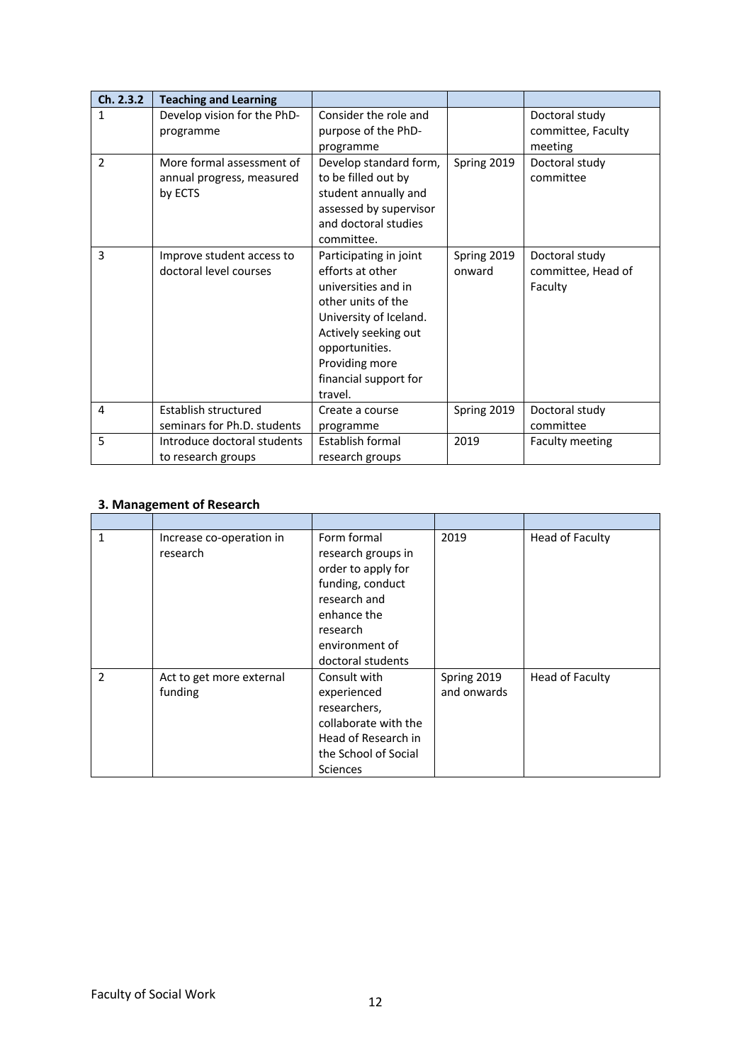| Ch. 2.3.2 | Teaching and Learning | | | |
|---|---|---|---|---|
| 1 | Develop vision for the PhD-programme | Consider the role and purpose of the PhD-programme | | Doctoral study committee, Faculty meeting |
| 2 | More formal assessment of annual progress, measured by ECTS | Develop standard form, to be filled out by student annually and assessed by supervisor and doctoral studies committee. | Spring 2019 | Doctoral study committee |
| 3 | Improve student access to doctoral level courses | Participating in joint efforts at other universities and in other units of the University of Iceland. Actively seeking out opportunities. Providing more financial support for travel. | Spring 2019 onward | Doctoral study committee, Head of Faculty |
| 4 | Establish structured seminars for Ph.D. students | Create a course programme | Spring 2019 | Doctoral study committee |
| 5 | Introduce doctoral students to research groups | Establish formal research groups | 2019 | Faculty meeting |

### 3. Management of Research

| | | | | |
|---|---|---|---|---|
| 1 | Increase co-operation in research | Form formal research groups in order to apply for funding, conduct research and enhance the research environment of doctoral students | 2019 | Head of Faculty |
| 2 | Act to get more external funding | Consult with experienced researchers, collaborate with the Head of Research in the School of Social Sciences | Spring 2019 and onwards | Head of Faculty |